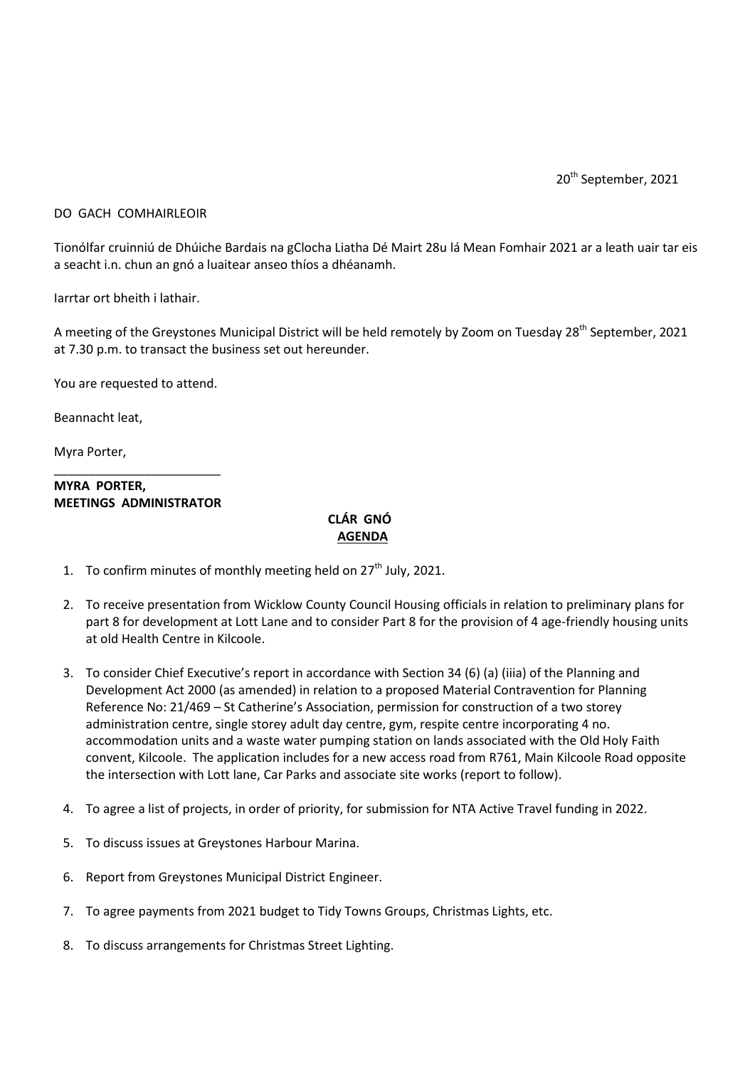20th September, 2021

DO GACH COMHAIRLEOIR

Tionólfar cruinniú de Dhúiche Bardais na gClocha Liatha Dé Mairt 28u lá Mean Fomhair 2021 ar a leath uair tar eis a seacht i.n. chun an gnó a luaitear anseo thíos a dhéanamh.

Iarrtar ort bheith i lathair.

A meeting of the Greystones Municipal District will be held remotely by Zoom on Tuesday 28th September, 2021 at 7.30 p.m. to transact the business set out hereunder.

You are requested to attend.

Beannacht leat,

Myra Porter,

________________________

**MYRA PORTER,**
**MEETINGS ADMINISTRATOR**

**CLÁR GNÓ**
**AGENDA**

1. To confirm minutes of monthly meeting held on 27th July, 2021.

2. To receive presentation from Wicklow County Council Housing officials in relation to preliminary plans for part 8 for development at Lott Lane and to consider Part 8 for the provision of 4 age-friendly housing units at old Health Centre in Kilcoole.

3. To consider Chief Executive's report in accordance with Section 34 (6) (a) (iiia) of the Planning and Development Act 2000 (as amended) in relation to a proposed Material Contravention for Planning Reference No: 21/469 – St Catherine's Association, permission for construction of a two storey administration centre, single storey adult day centre, gym, respite centre incorporating 4 no. accommodation units and a waste water pumping station on lands associated with the Old Holy Faith convent, Kilcoole. The application includes for a new access road from R761, Main Kilcoole Road opposite the intersection with Lott lane, Car Parks and associate site works (report to follow).

4. To agree a list of projects, in order of priority, for submission for NTA Active Travel funding in 2022.

5. To discuss issues at Greystones Harbour Marina.

6. Report from Greystones Municipal District Engineer.

7. To agree payments from 2021 budget to Tidy Towns Groups, Christmas Lights, etc.

8. To discuss arrangements for Christmas Street Lighting.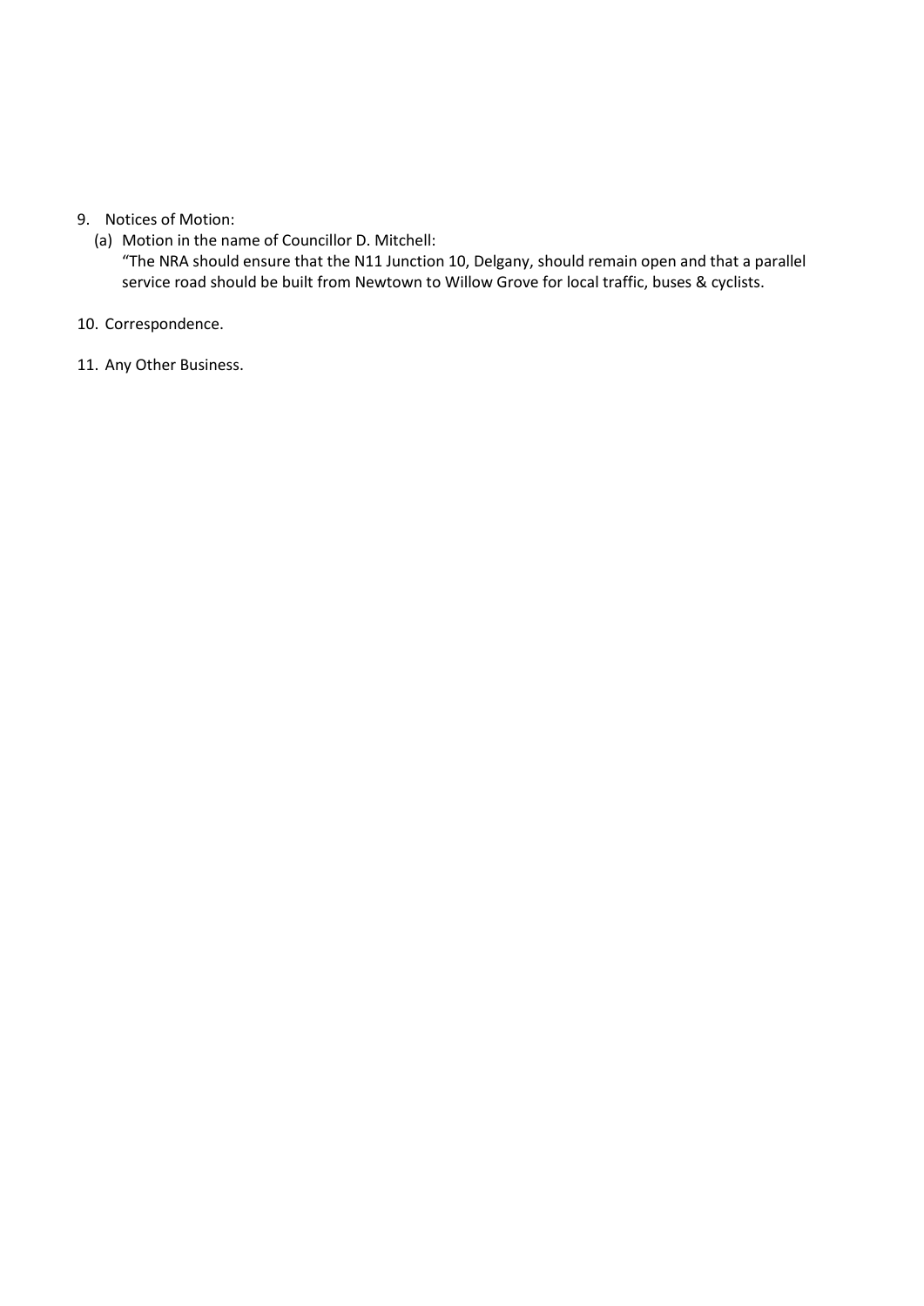9. Notices of Motion:
   (a) Motion in the name of Councillor D. Mitchell:
   "The NRA should ensure that the N11 Junction 10, Delgany, should remain open and that a parallel service road should be built from Newtown to Willow Grove for local traffic, buses & cyclists.

10. Correspondence.

11. Any Other Business.